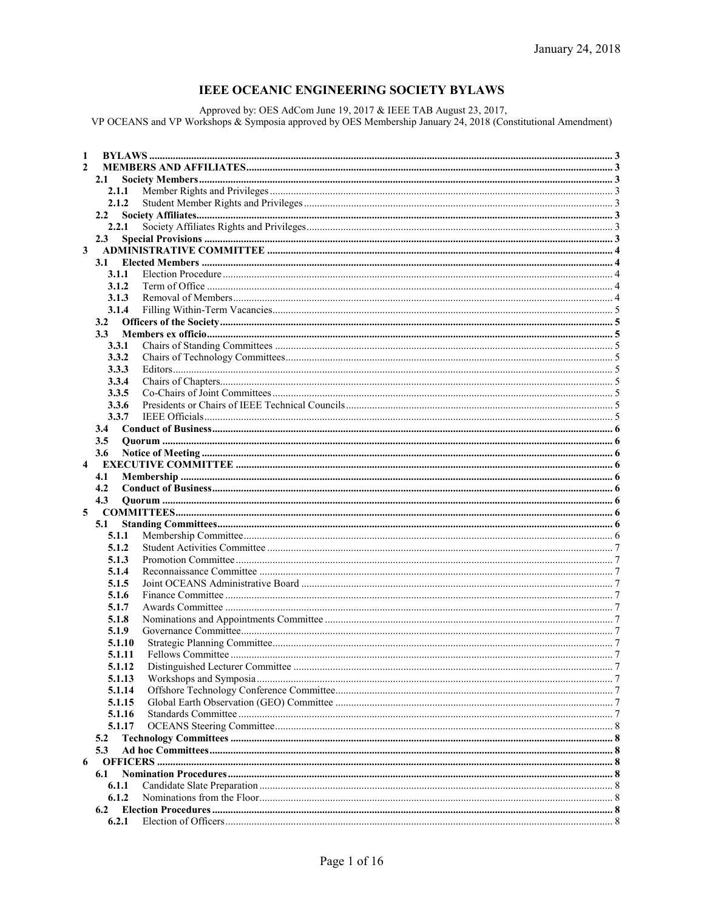January 24, 2018

# IEEE OCEANIC ENGINEERING SOCIETY BYLAWS

Approved by: OES AdCom June 19, 2017 & IEEE TAB August 23, 2017,
VP OCEANS and VP Workshops & Symposia approved by OES Membership January 24, 2018 (Constitutional Amendment)

- **1 BYLAWS** .......... 3
- **2 MEMBERS AND AFFILIATES** .......... 3
  - **2.1 Society Members** .......... 3
    - **2.1.1** Member Rights and Privileges .......... 3
    - **2.1.2** Student Member Rights and Privileges .......... 3
  - **2.2 Society Affiliates** .......... 3
    - **2.2.1** Society Affiliates Rights and Privileges .......... 3
  - **2.3 Special Provisions** .......... 3
- **3 ADMINISTRATIVE COMMITTEE** .......... 4
  - **3.1 Elected Members** .......... 4
    - **3.1.1** Election Procedure .......... 4
    - **3.1.2** Term of Office .......... 4
    - **3.1.3** Removal of Members .......... 4
    - **3.1.4** Filling Within-Term Vacancies .......... 5
  - **3.2 Officers of the Society** .......... 5
  - **3.3 Members ex officio** .......... 5
    - **3.3.1** Chairs of Standing Committees .......... 5
    - **3.3.2** Chairs of Technology Committees .......... 5
    - **3.3.3** Editors .......... 5
    - **3.3.4** Chairs of Chapters .......... 5
    - **3.3.5** Co-Chairs of Joint Committees .......... 5
    - **3.3.6** Presidents or Chairs of IEEE Technical Councils .......... 5
    - **3.3.7** IEEE Officials .......... 5
  - **3.4 Conduct of Business** .......... 6
  - **3.5 Quorum** .......... 6
  - **3.6 Notice of Meeting** .......... 6
- **4 EXECUTIVE COMMITTEE** .......... 6
  - **4.1 Membership** .......... 6
  - **4.2 Conduct of Business** .......... 6
  - **4.3 Quorum** .......... 6
- **5 COMMITTEES** .......... 6
  - **5.1 Standing Committees** .......... 6
    - **5.1.1** Membership Committee .......... 6
    - **5.1.2** Student Activities Committee .......... 7
    - **5.1.3** Promotion Committee .......... 7
    - **5.1.4** Reconnaissance Committee .......... 7
    - **5.1.5** Joint OCEANS Administrative Board .......... 7
    - **5.1.6** Finance Committee .......... 7
    - **5.1.7** Awards Committee .......... 7
    - **5.1.8** Nominations and Appointments Committee .......... 7
    - **5.1.9** Governance Committee .......... 7
    - **5.1.10** Strategic Planning Committee .......... 7
    - **5.1.11** Fellows Committee .......... 7
    - **5.1.12** Distinguished Lecturer Committee .......... 7
    - **5.1.13** Workshops and Symposia .......... 7
    - **5.1.14** Offshore Technology Conference Committee .......... 7
    - **5.1.15** Global Earth Observation (GEO) Committee .......... 7
    - **5.1.16** Standards Committee .......... 7
    - **5.1.17** OCEANS Steering Committee .......... 8
  - **5.2 Technology Committees** .......... 8
  - **5.3 Ad hoc Committees** .......... 8
- **6 OFFICERS** .......... 8
  - **6.1 Nomination Procedures** .......... 8
    - **6.1.1** Candidate Slate Preparation .......... 8
    - **6.1.2** Nominations from the Floor .......... 8
  - **6.2 Election Procedures** .......... 8
    - **6.2.1** Election of Officers .......... 8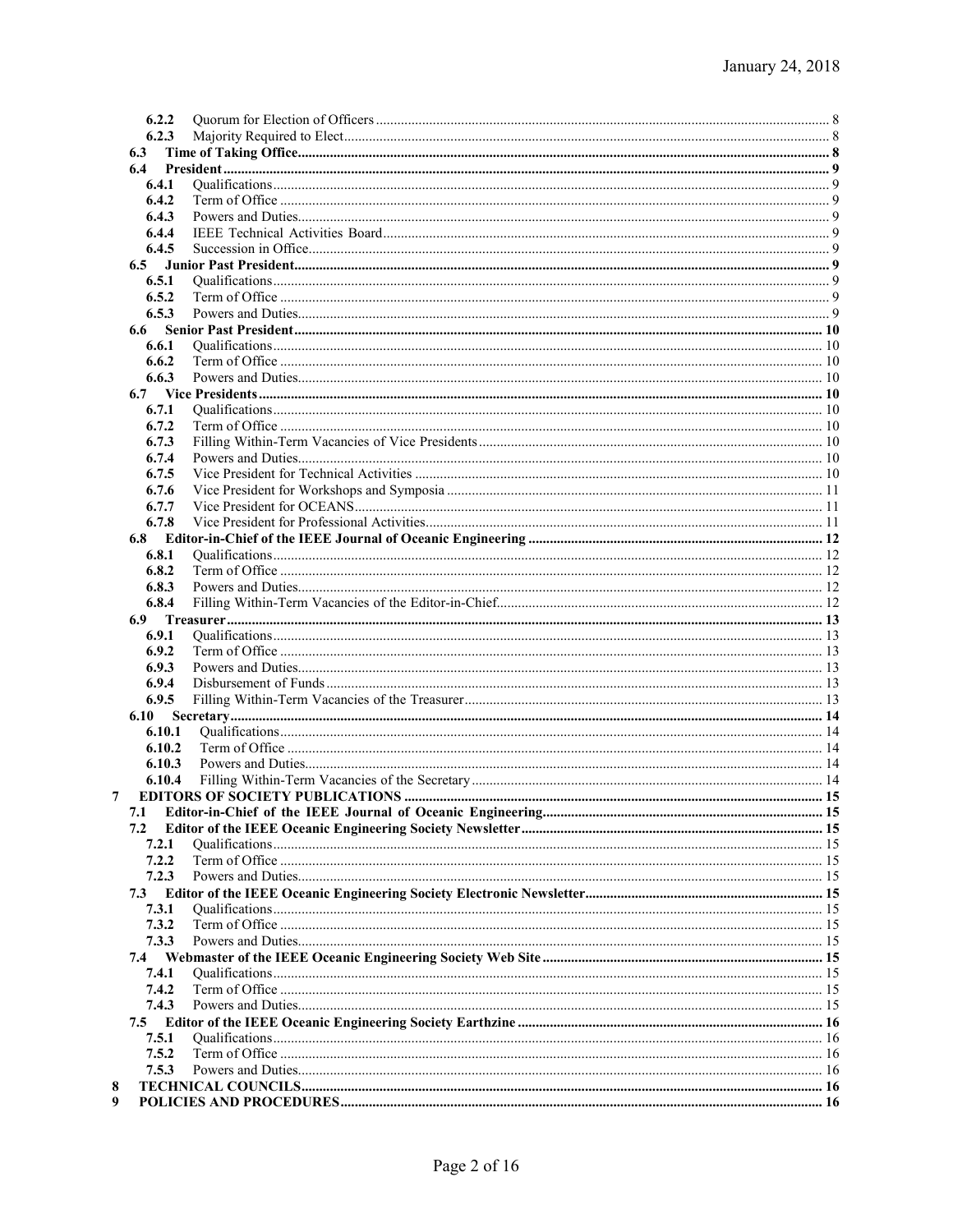| | | |
|---|---|---|
| **6.2.2** | Quorum for Election of Officers | 8 |
| **6.2.3** | Majority Required to Elect | 8 |
| **6.3** | **Time of Taking Office** | **8** |
| **6.4** | **President** | **9** |
| **6.4.1** | Qualifications | 9 |
| **6.4.2** | Term of Office | 9 |
| **6.4.3** | Powers and Duties | 9 |
| **6.4.4** | IEEE Technical Activities Board | 9 |
| **6.4.5** | Succession in Office | 9 |
| **6.5** | **Junior Past President** | **9** |
| **6.5.1** | Qualifications | 9 |
| **6.5.2** | Term of Office | 9 |
| **6.5.3** | Powers and Duties | 9 |
| **6.6** | **Senior Past President** | **10** |
| **6.6.1** | Qualifications | 10 |
| **6.6.2** | Term of Office | 10 |
| **6.6.3** | Powers and Duties | 10 |
| **6.7** | **Vice Presidents** | **10** |
| **6.7.1** | Qualifications | 10 |
| **6.7.2** | Term of Office | 10 |
| **6.7.3** | Filling Within-Term Vacancies of Vice Presidents | 10 |
| **6.7.4** | Powers and Duties | 10 |
| **6.7.5** | Vice President for Technical Activities | 10 |
| **6.7.6** | Vice President for Workshops and Symposia | 11 |
| **6.7.7** | Vice President for OCEANS | 11 |
| **6.7.8** | Vice President for Professional Activities | 11 |
| **6.8** | **Editor-in-Chief of the IEEE Journal of Oceanic Engineering** | **12** |
| **6.8.1** | Qualifications | 12 |
| **6.8.2** | Term of Office | 12 |
| **6.8.3** | Powers and Duties | 12 |
| **6.8.4** | Filling Within-Term Vacancies of the Editor-in-Chief | 12 |
| **6.9** | **Treasurer** | **13** |
| **6.9.1** | Qualifications | 13 |
| **6.9.2** | Term of Office | 13 |
| **6.9.3** | Powers and Duties | 13 |
| **6.9.4** | Disbursement of Funds | 13 |
| **6.9.5** | Filling Within-Term Vacancies of the Treasurer | 13 |
| **6.10** | **Secretary** | **14** |
| **6.10.1** | Qualifications | 14 |
| **6.10.2** | Term of Office | 14 |
| **6.10.3** | Powers and Duties | 14 |
| **6.10.4** | Filling Within-Term Vacancies of the Secretary | 14 |
| **7** | **EDITORS OF SOCIETY PUBLICATIONS** | **15** |
| **7.1** | **Editor-in-Chief of the IEEE Journal of Oceanic Engineering** | **15** |
| **7.2** | **Editor of the IEEE Oceanic Engineering Society Newsletter** | **15** |
| **7.2.1** | Qualifications | 15 |
| **7.2.2** | Term of Office | 15 |
| **7.2.3** | Powers and Duties | 15 |
| **7.3** | **Editor of the IEEE Oceanic Engineering Society Electronic Newsletter** | **15** |
| **7.3.1** | Qualifications | 15 |
| **7.3.2** | Term of Office | 15 |
| **7.3.3** | Powers and Duties | 15 |
| **7.4** | **Webmaster of the IEEE Oceanic Engineering Society Web Site** | **15** |
| **7.4.1** | Qualifications | 15 |
| **7.4.2** | Term of Office | 15 |
| **7.4.3** | Powers and Duties | 15 |
| **7.5** | **Editor of the IEEE Oceanic Engineering Society Earthzine** | **16** |
| **7.5.1** | Qualifications | 16 |
| **7.5.2** | Term of Office | 16 |
| **7.5.3** | Powers and Duties | 16 |
| **8** | **TECHNICAL COUNCILS** | **16** |
| **9** | **POLICIES AND PROCEDURES** | **16** |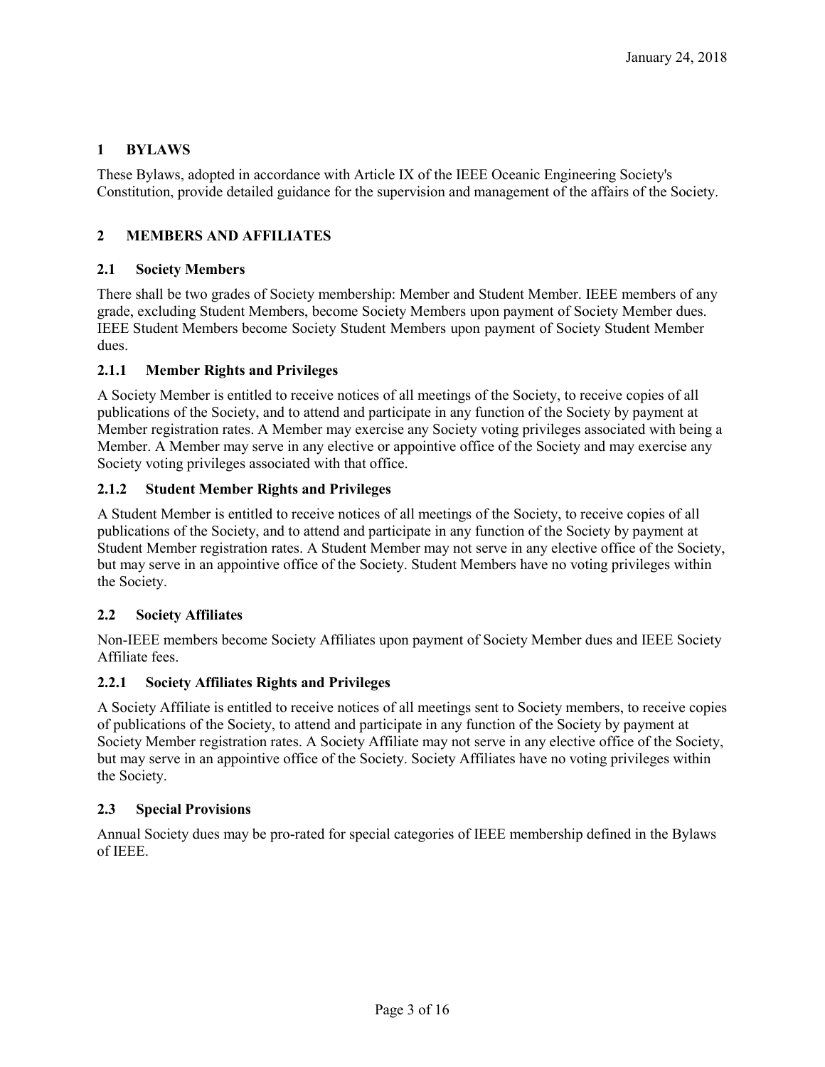# 1 BYLAWS

These Bylaws, adopted in accordance with Article IX of the IEEE Oceanic Engineering Society's Constitution, provide detailed guidance for the supervision and management of the affairs of the Society.

# 2 MEMBERS AND AFFILIATES

## 2.1 Society Members

There shall be two grades of Society membership: Member and Student Member. IEEE members of any grade, excluding Student Members, become Society Members upon payment of Society Member dues. IEEE Student Members become Society Student Members upon payment of Society Student Member dues.

### 2.1.1 Member Rights and Privileges

A Society Member is entitled to receive notices of all meetings of the Society, to receive copies of all publications of the Society, and to attend and participate in any function of the Society by payment at Member registration rates. A Member may exercise any Society voting privileges associated with being a Member. A Member may serve in any elective or appointive office of the Society and may exercise any Society voting privileges associated with that office.

### 2.1.2 Student Member Rights and Privileges

A Student Member is entitled to receive notices of all meetings of the Society, to receive copies of all publications of the Society, and to attend and participate in any function of the Society by payment at Student Member registration rates. A Student Member may not serve in any elective office of the Society, but may serve in an appointive office of the Society. Student Members have no voting privileges within the Society.

## 2.2 Society Affiliates

Non-IEEE members become Society Affiliates upon payment of Society Member dues and IEEE Society Affiliate fees.

### 2.2.1 Society Affiliates Rights and Privileges

A Society Affiliate is entitled to receive notices of all meetings sent to Society members, to receive copies of publications of the Society, to attend and participate in any function of the Society by payment at Society Member registration rates. A Society Affiliate may not serve in any elective office of the Society, but may serve in an appointive office of the Society. Society Affiliates have no voting privileges within the Society.

## 2.3 Special Provisions

Annual Society dues may be pro-rated for special categories of IEEE membership defined in the Bylaws of IEEE.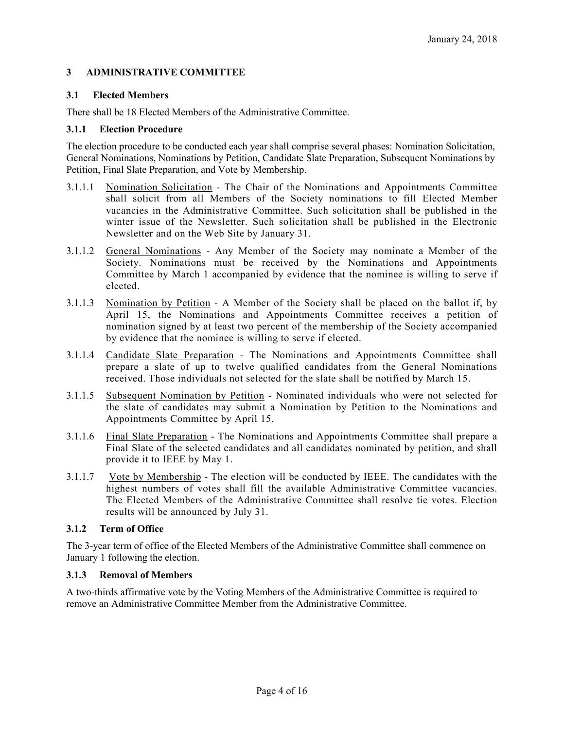## 3 ADMINISTRATIVE COMMITTEE

### 3.1 Elected Members

There shall be 18 Elected Members of the Administrative Committee.

#### 3.1.1 Election Procedure

The election procedure to be conducted each year shall comprise several phases: Nomination Solicitation, General Nominations, Nominations by Petition, Candidate Slate Preparation, Subsequent Nominations by Petition, Final Slate Preparation, and Vote by Membership.

3.1.1.1 Nomination Solicitation - The Chair of the Nominations and Appointments Committee shall solicit from all Members of the Society nominations to fill Elected Member vacancies in the Administrative Committee. Such solicitation shall be published in the winter issue of the Newsletter. Such solicitation shall be published in the Electronic Newsletter and on the Web Site by January 31.

3.1.1.2 General Nominations - Any Member of the Society may nominate a Member of the Society. Nominations must be received by the Nominations and Appointments Committee by March 1 accompanied by evidence that the nominee is willing to serve if elected.

3.1.1.3 Nomination by Petition - A Member of the Society shall be placed on the ballot if, by April 15, the Nominations and Appointments Committee receives a petition of nomination signed by at least two percent of the membership of the Society accompanied by evidence that the nominee is willing to serve if elected.

3.1.1.4 Candidate Slate Preparation - The Nominations and Appointments Committee shall prepare a slate of up to twelve qualified candidates from the General Nominations received. Those individuals not selected for the slate shall be notified by March 15.

3.1.1.5 Subsequent Nomination by Petition - Nominated individuals who were not selected for the slate of candidates may submit a Nomination by Petition to the Nominations and Appointments Committee by April 15.

3.1.1.6 Final Slate Preparation - The Nominations and Appointments Committee shall prepare a Final Slate of the selected candidates and all candidates nominated by petition, and shall provide it to IEEE by May 1.

3.1.1.7 Vote by Membership - The election will be conducted by IEEE. The candidates with the highest numbers of votes shall fill the available Administrative Committee vacancies. The Elected Members of the Administrative Committee shall resolve tie votes. Election results will be announced by July 31.

#### 3.1.2 Term of Office

The 3-year term of office of the Elected Members of the Administrative Committee shall commence on January 1 following the election.

#### 3.1.3 Removal of Members

A two-thirds affirmative vote by the Voting Members of the Administrative Committee is required to remove an Administrative Committee Member from the Administrative Committee.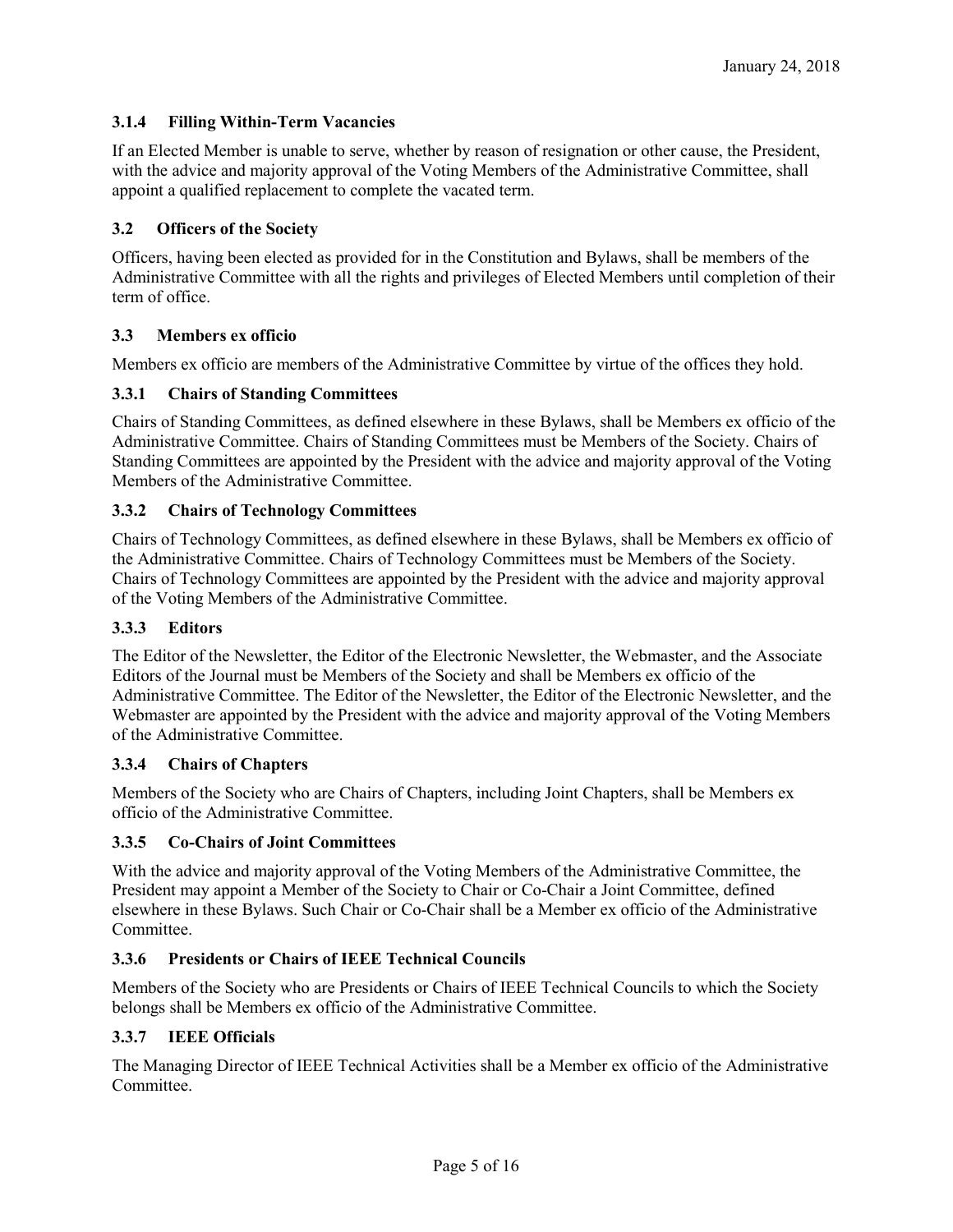### 3.1.4 Filling Within-Term Vacancies

If an Elected Member is unable to serve, whether by reason of resignation or other cause, the President, with the advice and majority approval of the Voting Members of the Administrative Committee, shall appoint a qualified replacement to complete the vacated term.

## 3.2 Officers of the Society

Officers, having been elected as provided for in the Constitution and Bylaws, shall be members of the Administrative Committee with all the rights and privileges of Elected Members until completion of their term of office.

## 3.3 Members ex officio

Members ex officio are members of the Administrative Committee by virtue of the offices they hold.

### 3.3.1 Chairs of Standing Committees

Chairs of Standing Committees, as defined elsewhere in these Bylaws, shall be Members ex officio of the Administrative Committee. Chairs of Standing Committees must be Members of the Society. Chairs of Standing Committees are appointed by the President with the advice and majority approval of the Voting Members of the Administrative Committee.

### 3.3.2 Chairs of Technology Committees

Chairs of Technology Committees, as defined elsewhere in these Bylaws, shall be Members ex officio of the Administrative Committee. Chairs of Technology Committees must be Members of the Society. Chairs of Technology Committees are appointed by the President with the advice and majority approval of the Voting Members of the Administrative Committee.

### 3.3.3 Editors

The Editor of the Newsletter, the Editor of the Electronic Newsletter, the Webmaster, and the Associate Editors of the Journal must be Members of the Society and shall be Members ex officio of the Administrative Committee. The Editor of the Newsletter, the Editor of the Electronic Newsletter, and the Webmaster are appointed by the President with the advice and majority approval of the Voting Members of the Administrative Committee.

### 3.3.4 Chairs of Chapters

Members of the Society who are Chairs of Chapters, including Joint Chapters, shall be Members ex officio of the Administrative Committee.

### 3.3.5 Co-Chairs of Joint Committees

With the advice and majority approval of the Voting Members of the Administrative Committee, the President may appoint a Member of the Society to Chair or Co-Chair a Joint Committee, defined elsewhere in these Bylaws. Such Chair or Co-Chair shall be a Member ex officio of the Administrative Committee.

### 3.3.6 Presidents or Chairs of IEEE Technical Councils

Members of the Society who are Presidents or Chairs of IEEE Technical Councils to which the Society belongs shall be Members ex officio of the Administrative Committee.

### 3.3.7 IEEE Officials

The Managing Director of IEEE Technical Activities shall be a Member ex officio of the Administrative Committee.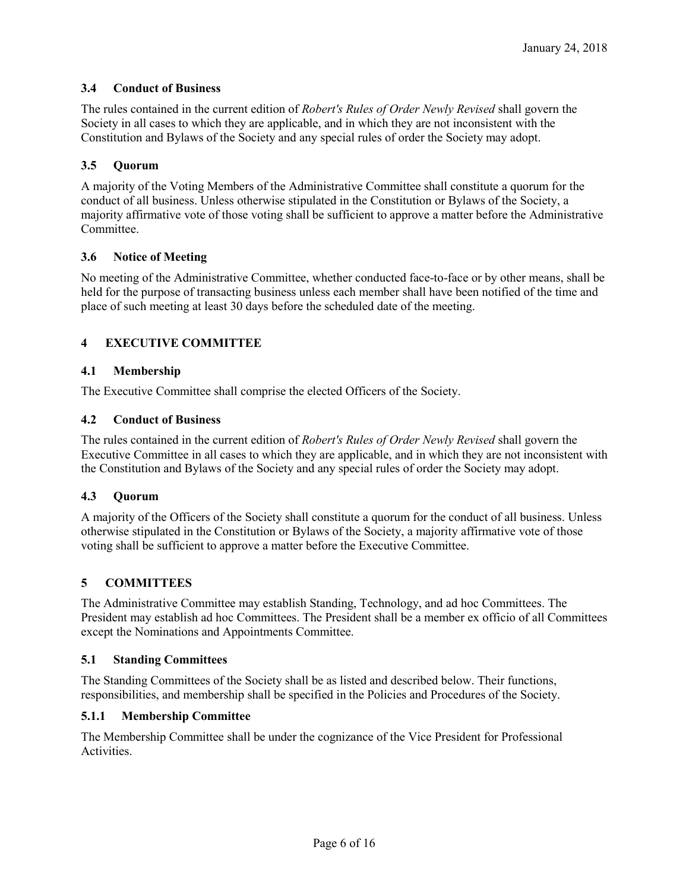### 3.4 Conduct of Business

The rules contained in the current edition of *Robert's Rules of Order Newly Revised* shall govern the Society in all cases to which they are applicable, and in which they are not inconsistent with the Constitution and Bylaws of the Society and any special rules of order the Society may adopt.

### 3.5 Quorum

A majority of the Voting Members of the Administrative Committee shall constitute a quorum for the conduct of all business. Unless otherwise stipulated in the Constitution or Bylaws of the Society, a majority affirmative vote of those voting shall be sufficient to approve a matter before the Administrative Committee.

### 3.6 Notice of Meeting

No meeting of the Administrative Committee, whether conducted face-to-face or by other means, shall be held for the purpose of transacting business unless each member shall have been notified of the time and place of such meeting at least 30 days before the scheduled date of the meeting.

## 4 EXECUTIVE COMMITTEE

### 4.1 Membership

The Executive Committee shall comprise the elected Officers of the Society.

### 4.2 Conduct of Business

The rules contained in the current edition of *Robert's Rules of Order Newly Revised* shall govern the Executive Committee in all cases to which they are applicable, and in which they are not inconsistent with the Constitution and Bylaws of the Society and any special rules of order the Society may adopt.

### 4.3 Quorum

A majority of the Officers of the Society shall constitute a quorum for the conduct of all business. Unless otherwise stipulated in the Constitution or Bylaws of the Society, a majority affirmative vote of those voting shall be sufficient to approve a matter before the Executive Committee.

## 5 COMMITTEES

The Administrative Committee may establish Standing, Technology, and ad hoc Committees. The President may establish ad hoc Committees. The President shall be a member ex officio of all Committees except the Nominations and Appointments Committee.

### 5.1 Standing Committees

The Standing Committees of the Society shall be as listed and described below. Their functions, responsibilities, and membership shall be specified in the Policies and Procedures of the Society.

#### 5.1.1 Membership Committee

The Membership Committee shall be under the cognizance of the Vice President for Professional Activities.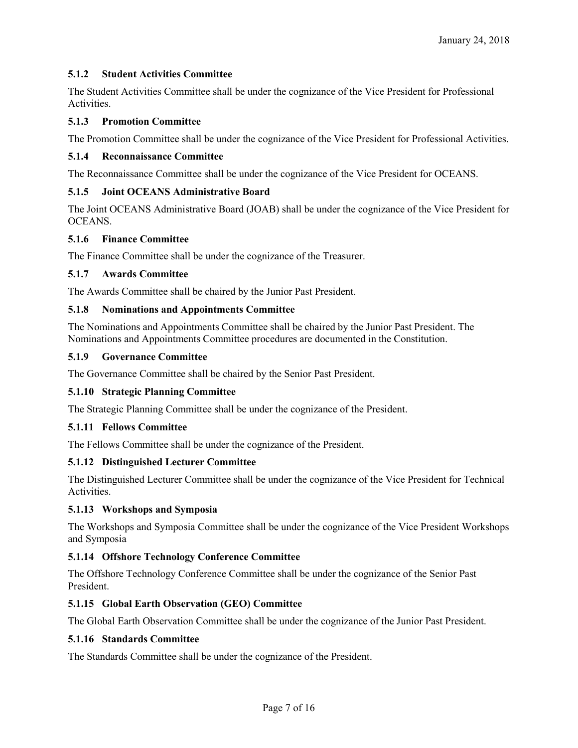### 5.1.2 Student Activities Committee

The Student Activities Committee shall be under the cognizance of the Vice President for Professional Activities.

### 5.1.3 Promotion Committee

The Promotion Committee shall be under the cognizance of the Vice President for Professional Activities.

### 5.1.4 Reconnaissance Committee

The Reconnaissance Committee shall be under the cognizance of the Vice President for OCEANS.

### 5.1.5 Joint OCEANS Administrative Board

The Joint OCEANS Administrative Board (JOAB) shall be under the cognizance of the Vice President for OCEANS.

### 5.1.6 Finance Committee

The Finance Committee shall be under the cognizance of the Treasurer.

### 5.1.7 Awards Committee

The Awards Committee shall be chaired by the Junior Past President.

### 5.1.8 Nominations and Appointments Committee

The Nominations and Appointments Committee shall be chaired by the Junior Past President. The Nominations and Appointments Committee procedures are documented in the Constitution.

### 5.1.9 Governance Committee

The Governance Committee shall be chaired by the Senior Past President.

### 5.1.10 Strategic Planning Committee

The Strategic Planning Committee shall be under the cognizance of the President.

### 5.1.11 Fellows Committee

The Fellows Committee shall be under the cognizance of the President.

### 5.1.12 Distinguished Lecturer Committee

The Distinguished Lecturer Committee shall be under the cognizance of the Vice President for Technical Activities.

### 5.1.13 Workshops and Symposia

The Workshops and Symposia Committee shall be under the cognizance of the Vice President Workshops and Symposia

### 5.1.14 Offshore Technology Conference Committee

The Offshore Technology Conference Committee shall be under the cognizance of the Senior Past President.

### 5.1.15 Global Earth Observation (GEO) Committee

The Global Earth Observation Committee shall be under the cognizance of the Junior Past President.

### 5.1.16 Standards Committee

The Standards Committee shall be under the cognizance of the President.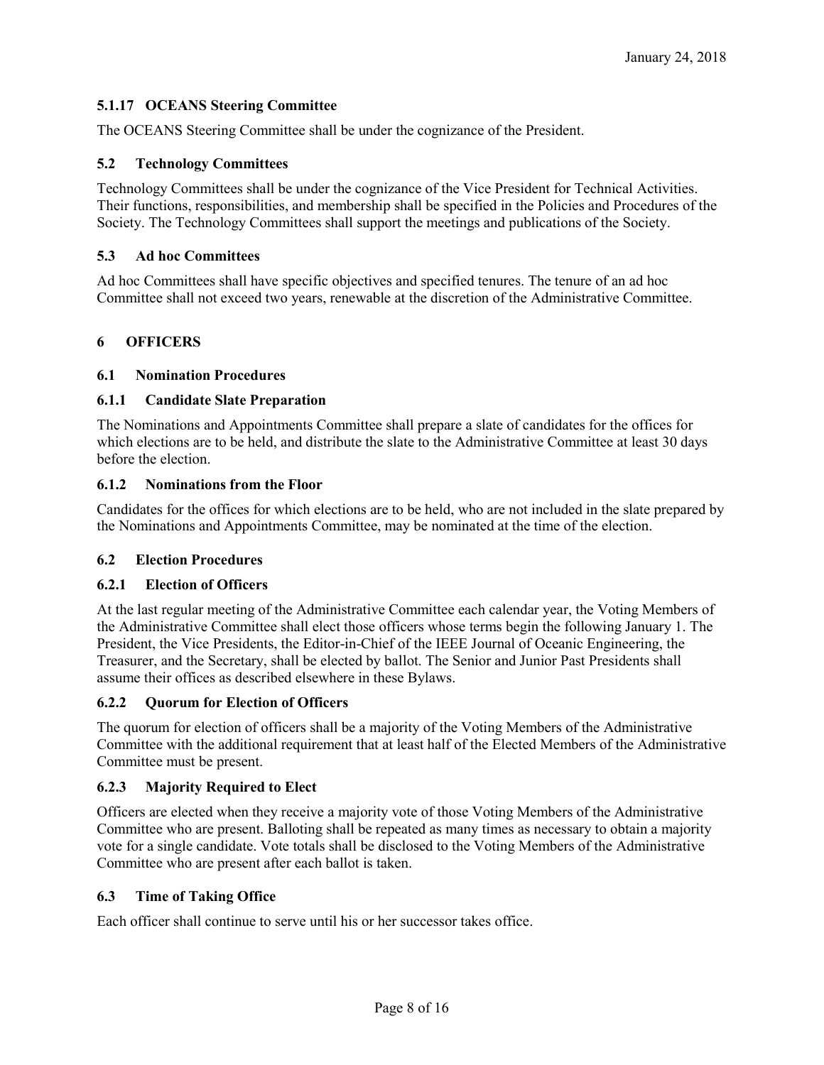January 24, 2018

#### 5.1.17 OCEANS Steering Committee

The OCEANS Steering Committee shall be under the cognizance of the President.

### 5.2 Technology Committees

Technology Committees shall be under the cognizance of the Vice President for Technical Activities. Their functions, responsibilities, and membership shall be specified in the Policies and Procedures of the Society. The Technology Committees shall support the meetings and publications of the Society.

### 5.3 Ad hoc Committees

Ad hoc Committees shall have specific objectives and specified tenures. The tenure of an ad hoc Committee shall not exceed two years, renewable at the discretion of the Administrative Committee.

## 6 OFFICERS

### 6.1 Nomination Procedures

#### 6.1.1 Candidate Slate Preparation

The Nominations and Appointments Committee shall prepare a slate of candidates for the offices for which elections are to be held, and distribute the slate to the Administrative Committee at least 30 days before the election.

#### 6.1.2 Nominations from the Floor

Candidates for the offices for which elections are to be held, who are not included in the slate prepared by the Nominations and Appointments Committee, may be nominated at the time of the election.

### 6.2 Election Procedures

#### 6.2.1 Election of Officers

At the last regular meeting of the Administrative Committee each calendar year, the Voting Members of the Administrative Committee shall elect those officers whose terms begin the following January 1. The President, the Vice Presidents, the Editor-in-Chief of the IEEE Journal of Oceanic Engineering, the Treasurer, and the Secretary, shall be elected by ballot. The Senior and Junior Past Presidents shall assume their offices as described elsewhere in these Bylaws.

#### 6.2.2 Quorum for Election of Officers

The quorum for election of officers shall be a majority of the Voting Members of the Administrative Committee with the additional requirement that at least half of the Elected Members of the Administrative Committee must be present.

#### 6.2.3 Majority Required to Elect

Officers are elected when they receive a majority vote of those Voting Members of the Administrative Committee who are present. Balloting shall be repeated as many times as necessary to obtain a majority vote for a single candidate. Vote totals shall be disclosed to the Voting Members of the Administrative Committee who are present after each ballot is taken.

### 6.3 Time of Taking Office

Each officer shall continue to serve until his or her successor takes office.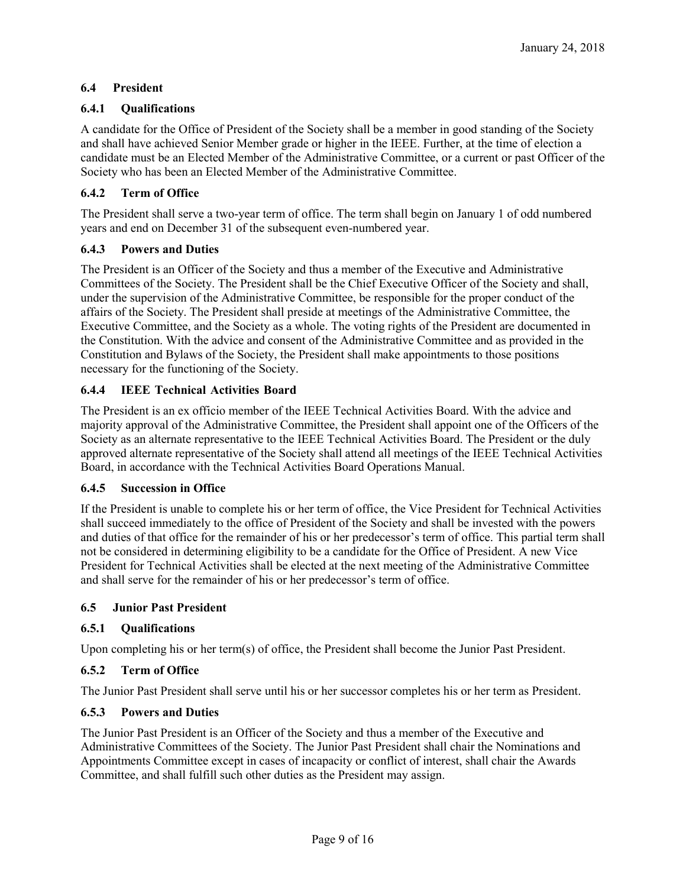### 6.4 President

#### 6.4.1 Qualifications

A candidate for the Office of President of the Society shall be a member in good standing of the Society and shall have achieved Senior Member grade or higher in the IEEE. Further, at the time of election a candidate must be an Elected Member of the Administrative Committee, or a current or past Officer of the Society who has been an Elected Member of the Administrative Committee.

#### 6.4.2 Term of Office

The President shall serve a two-year term of office. The term shall begin on January 1 of odd numbered years and end on December 31 of the subsequent even-numbered year.

#### 6.4.3 Powers and Duties

The President is an Officer of the Society and thus a member of the Executive and Administrative Committees of the Society. The President shall be the Chief Executive Officer of the Society and shall, under the supervision of the Administrative Committee, be responsible for the proper conduct of the affairs of the Society. The President shall preside at meetings of the Administrative Committee, the Executive Committee, and the Society as a whole. The voting rights of the President are documented in the Constitution. With the advice and consent of the Administrative Committee and as provided in the Constitution and Bylaws of the Society, the President shall make appointments to those positions necessary for the functioning of the Society.

#### 6.4.4 IEEE Technical Activities Board

The President is an ex officio member of the IEEE Technical Activities Board. With the advice and majority approval of the Administrative Committee, the President shall appoint one of the Officers of the Society as an alternate representative to the IEEE Technical Activities Board. The President or the duly approved alternate representative of the Society shall attend all meetings of the IEEE Technical Activities Board, in accordance with the Technical Activities Board Operations Manual.

#### 6.4.5 Succession in Office

If the President is unable to complete his or her term of office, the Vice President for Technical Activities shall succeed immediately to the office of President of the Society and shall be invested with the powers and duties of that office for the remainder of his or her predecessor's term of office. This partial term shall not be considered in determining eligibility to be a candidate for the Office of President. A new Vice President for Technical Activities shall be elected at the next meeting of the Administrative Committee and shall serve for the remainder of his or her predecessor's term of office.

### 6.5 Junior Past President

#### 6.5.1 Qualifications

Upon completing his or her term(s) of office, the President shall become the Junior Past President.

#### 6.5.2 Term of Office

The Junior Past President shall serve until his or her successor completes his or her term as President.

#### 6.5.3 Powers and Duties

The Junior Past President is an Officer of the Society and thus a member of the Executive and Administrative Committees of the Society. The Junior Past President shall chair the Nominations and Appointments Committee except in cases of incapacity or conflict of interest, shall chair the Awards Committee, and shall fulfill such other duties as the President may assign.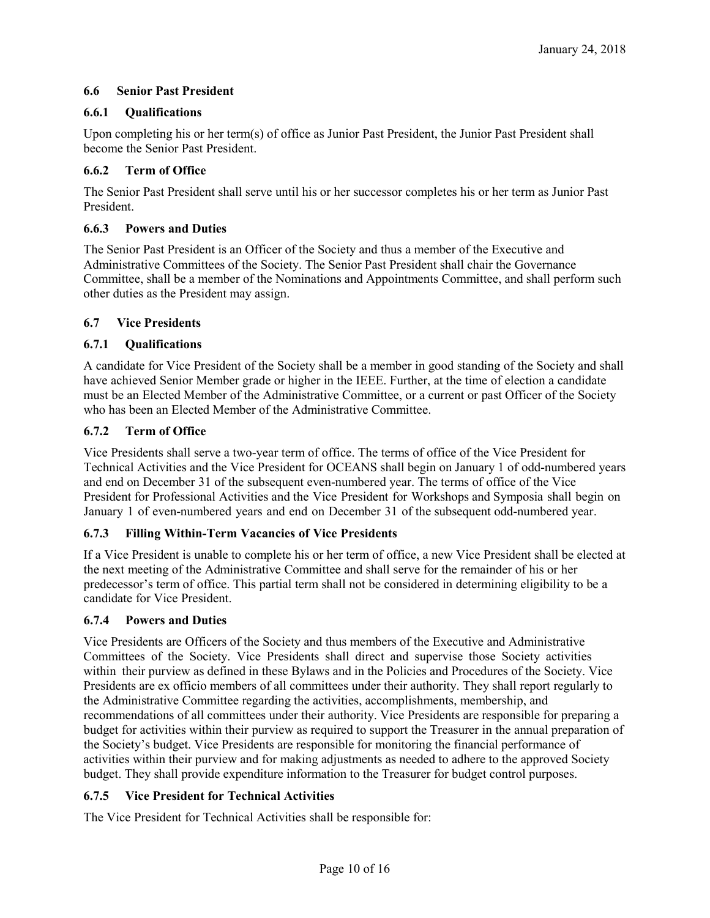### 6.6 Senior Past President

#### 6.6.1 Qualifications

Upon completing his or her term(s) of office as Junior Past President, the Junior Past President shall become the Senior Past President.

#### 6.6.2 Term of Office

The Senior Past President shall serve until his or her successor completes his or her term as Junior Past President.

#### 6.6.3 Powers and Duties

The Senior Past President is an Officer of the Society and thus a member of the Executive and Administrative Committees of the Society. The Senior Past President shall chair the Governance Committee, shall be a member of the Nominations and Appointments Committee, and shall perform such other duties as the President may assign.

### 6.7 Vice Presidents

#### 6.7.1 Qualifications

A candidate for Vice President of the Society shall be a member in good standing of the Society and shall have achieved Senior Member grade or higher in the IEEE. Further, at the time of election a candidate must be an Elected Member of the Administrative Committee, or a current or past Officer of the Society who has been an Elected Member of the Administrative Committee.

#### 6.7.2 Term of Office

Vice Presidents shall serve a two-year term of office. The terms of office of the Vice President for Technical Activities and the Vice President for OCEANS shall begin on January 1 of odd-numbered years and end on December 31 of the subsequent even-numbered year. The terms of office of the Vice President for Professional Activities and the Vice President for Workshops and Symposia shall begin on January 1 of even-numbered years and end on December 31 of the subsequent odd-numbered year.

#### 6.7.3 Filling Within-Term Vacancies of Vice Presidents

If a Vice President is unable to complete his or her term of office, a new Vice President shall be elected at the next meeting of the Administrative Committee and shall serve for the remainder of his or her predecessor's term of office. This partial term shall not be considered in determining eligibility to be a candidate for Vice President.

#### 6.7.4 Powers and Duties

Vice Presidents are Officers of the Society and thus members of the Executive and Administrative Committees of the Society. Vice Presidents shall direct and supervise those Society activities within their purview as defined in these Bylaws and in the Policies and Procedures of the Society. Vice Presidents are ex officio members of all committees under their authority. They shall report regularly to the Administrative Committee regarding the activities, accomplishments, membership, and recommendations of all committees under their authority. Vice Presidents are responsible for preparing a budget for activities within their purview as required to support the Treasurer in the annual preparation of the Society's budget. Vice Presidents are responsible for monitoring the financial performance of activities within their purview and for making adjustments as needed to adhere to the approved Society budget. They shall provide expenditure information to the Treasurer for budget control purposes.

#### 6.7.5 Vice President for Technical Activities

The Vice President for Technical Activities shall be responsible for: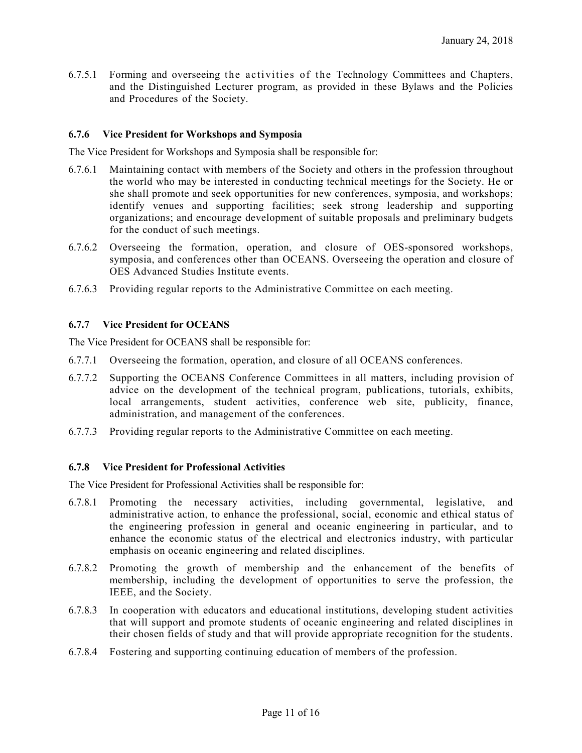6.7.5.1 Forming and overseeing the activities of the Technology Committees and Chapters, and the Distinguished Lecturer program, as provided in these Bylaws and the Policies and Procedures of the Society.

#### 6.7.6 Vice President for Workshops and Symposia

The Vice President for Workshops and Symposia shall be responsible for:

6.7.6.1 Maintaining contact with members of the Society and others in the profession throughout the world who may be interested in conducting technical meetings for the Society. He or she shall promote and seek opportunities for new conferences, symposia, and workshops; identify venues and supporting facilities; seek strong leadership and supporting organizations; and encourage development of suitable proposals and preliminary budgets for the conduct of such meetings.

6.7.6.2 Overseeing the formation, operation, and closure of OES-sponsored workshops, symposia, and conferences other than OCEANS. Overseeing the operation and closure of OES Advanced Studies Institute events.

6.7.6.3 Providing regular reports to the Administrative Committee on each meeting.

#### 6.7.7 Vice President for OCEANS

The Vice President for OCEANS shall be responsible for:

6.7.7.1 Overseeing the formation, operation, and closure of all OCEANS conferences.

6.7.7.2 Supporting the OCEANS Conference Committees in all matters, including provision of advice on the development of the technical program, publications, tutorials, exhibits, local arrangements, student activities, conference web site, publicity, finance, administration, and management of the conferences.

6.7.7.3 Providing regular reports to the Administrative Committee on each meeting.

#### 6.7.8 Vice President for Professional Activities

The Vice President for Professional Activities shall be responsible for:

6.7.8.1 Promoting the necessary activities, including governmental, legislative, and administrative action, to enhance the professional, social, economic and ethical status of the engineering profession in general and oceanic engineering in particular, and to enhance the economic status of the electrical and electronics industry, with particular emphasis on oceanic engineering and related disciplines.

6.7.8.2 Promoting the growth of membership and the enhancement of the benefits of membership, including the development of opportunities to serve the profession, the IEEE, and the Society.

6.7.8.3 In cooperation with educators and educational institutions, developing student activities that will support and promote students of oceanic engineering and related disciplines in their chosen fields of study and that will provide appropriate recognition for the students.

6.7.8.4 Fostering and supporting continuing education of members of the profession.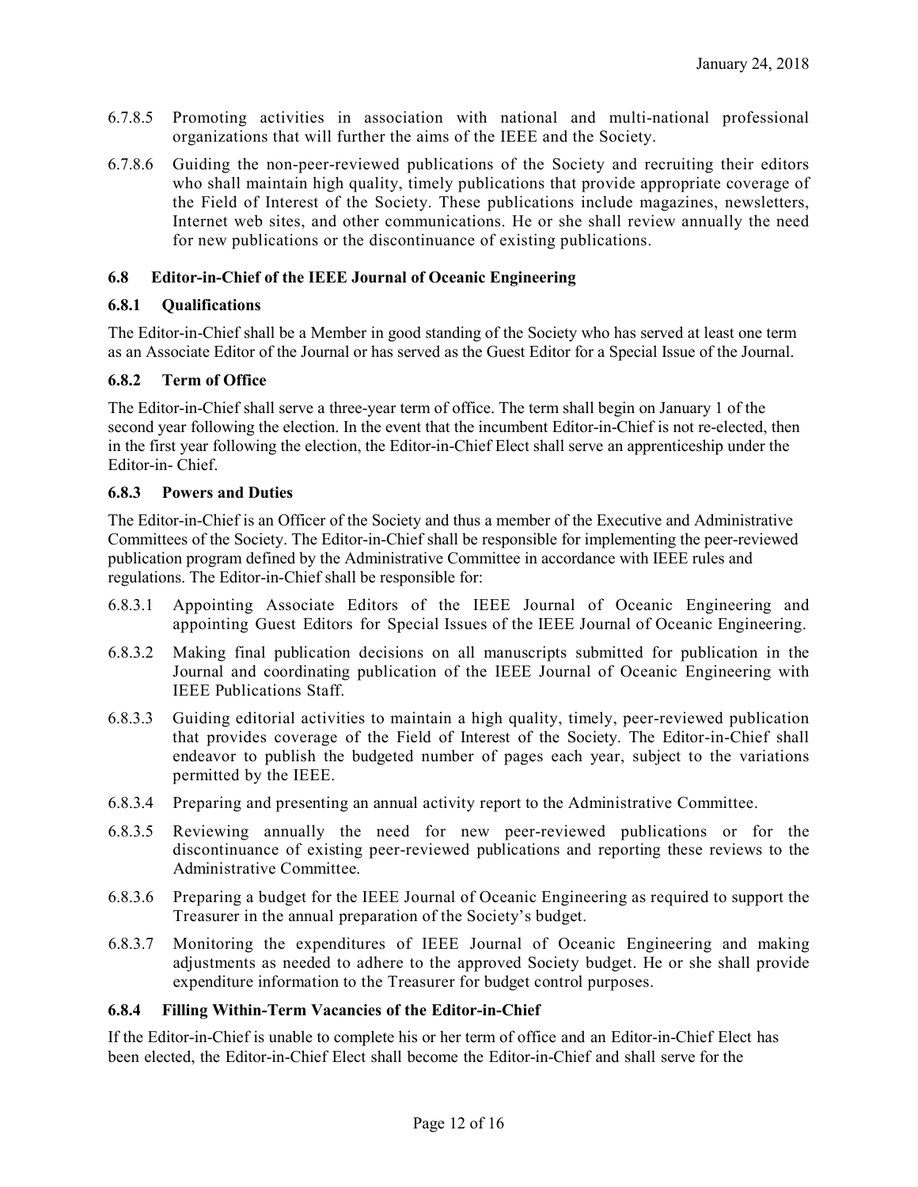6.7.8.5 Promoting activities in association with national and multi-national professional organizations that will further the aims of the IEEE and the Society.

6.7.8.6 Guiding the non-peer-reviewed publications of the Society and recruiting their editors who shall maintain high quality, timely publications that provide appropriate coverage of the Field of Interest of the Society. These publications include magazines, newsletters, Internet web sites, and other communications. He or she shall review annually the need for new publications or the discontinuance of existing publications.

### 6.8 Editor-in-Chief of the IEEE Journal of Oceanic Engineering

#### 6.8.1 Qualifications

The Editor-in-Chief shall be a Member in good standing of the Society who has served at least one term as an Associate Editor of the Journal or has served as the Guest Editor for a Special Issue of the Journal.

#### 6.8.2 Term of Office

The Editor-in-Chief shall serve a three-year term of office. The term shall begin on January 1 of the second year following the election. In the event that the incumbent Editor-in-Chief is not re-elected, then in the first year following the election, the Editor-in-Chief Elect shall serve an apprenticeship under the Editor-in- Chief.

#### 6.8.3 Powers and Duties

The Editor-in-Chief is an Officer of the Society and thus a member of the Executive and Administrative Committees of the Society. The Editor-in-Chief shall be responsible for implementing the peer-reviewed publication program defined by the Administrative Committee in accordance with IEEE rules and regulations. The Editor-in-Chief shall be responsible for:

6.8.3.1 Appointing Associate Editors of the IEEE Journal of Oceanic Engineering and appointing Guest Editors for Special Issues of the IEEE Journal of Oceanic Engineering.

6.8.3.2 Making final publication decisions on all manuscripts submitted for publication in the Journal and coordinating publication of the IEEE Journal of Oceanic Engineering with IEEE Publications Staff.

6.8.3.3 Guiding editorial activities to maintain a high quality, timely, peer-reviewed publication that provides coverage of the Field of Interest of the Society. The Editor-in-Chief shall endeavor to publish the budgeted number of pages each year, subject to the variations permitted by the IEEE.

6.8.3.4 Preparing and presenting an annual activity report to the Administrative Committee.

6.8.3.5 Reviewing annually the need for new peer-reviewed publications or for the discontinuance of existing peer-reviewed publications and reporting these reviews to the Administrative Committee.

6.8.3.6 Preparing a budget for the IEEE Journal of Oceanic Engineering as required to support the Treasurer in the annual preparation of the Society's budget.

6.8.3.7 Monitoring the expenditures of IEEE Journal of Oceanic Engineering and making adjustments as needed to adhere to the approved Society budget. He or she shall provide expenditure information to the Treasurer for budget control purposes.

#### 6.8.4 Filling Within-Term Vacancies of the Editor-in-Chief

If the Editor-in-Chief is unable to complete his or her term of office and an Editor-in-Chief Elect has been elected, the Editor-in-Chief Elect shall become the Editor-in-Chief and shall serve for the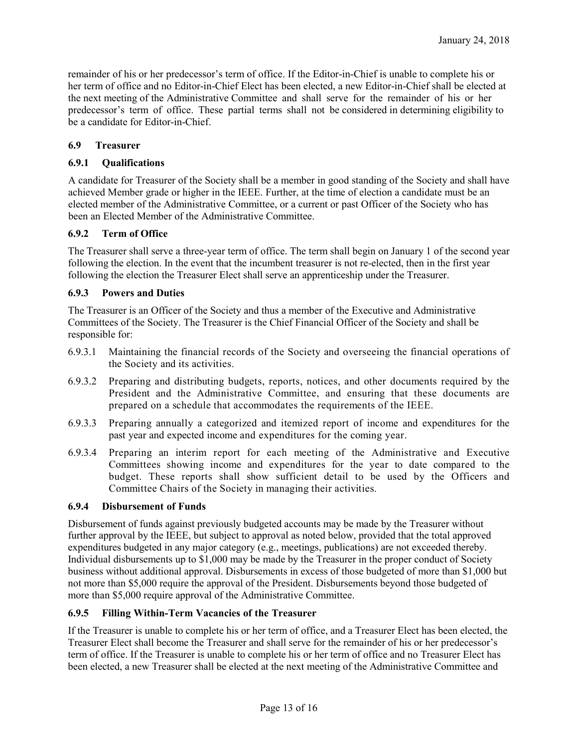remainder of his or her predecessor's term of office. If the Editor-in-Chief is unable to complete his or her term of office and no Editor-in-Chief Elect has been elected, a new Editor-in-Chief shall be elected at the next meeting of the Administrative Committee and shall serve for the remainder of his or her predecessor's term of office. These partial terms shall not be considered in determining eligibility to be a candidate for Editor-in-Chief.

### 6.9 Treasurer

#### 6.9.1 Qualifications

A candidate for Treasurer of the Society shall be a member in good standing of the Society and shall have achieved Member grade or higher in the IEEE. Further, at the time of election a candidate must be an elected member of the Administrative Committee, or a current or past Officer of the Society who has been an Elected Member of the Administrative Committee.

#### 6.9.2 Term of Office

The Treasurer shall serve a three-year term of office. The term shall begin on January 1 of the second year following the election. In the event that the incumbent treasurer is not re-elected, then in the first year following the election the Treasurer Elect shall serve an apprenticeship under the Treasurer.

#### 6.9.3 Powers and Duties

The Treasurer is an Officer of the Society and thus a member of the Executive and Administrative Committees of the Society. The Treasurer is the Chief Financial Officer of the Society and shall be responsible for:

6.9.3.1 Maintaining the financial records of the Society and overseeing the financial operations of the Society and its activities.

6.9.3.2 Preparing and distributing budgets, reports, notices, and other documents required by the President and the Administrative Committee, and ensuring that these documents are prepared on a schedule that accommodates the requirements of the IEEE.

6.9.3.3 Preparing annually a categorized and itemized report of income and expenditures for the past year and expected income and expenditures for the coming year.

6.9.3.4 Preparing an interim report for each meeting of the Administrative and Executive Committees showing income and expenditures for the year to date compared to the budget. These reports shall show sufficient detail to be used by the Officers and Committee Chairs of the Society in managing their activities.

#### 6.9.4 Disbursement of Funds

Disbursement of funds against previously budgeted accounts may be made by the Treasurer without further approval by the IEEE, but subject to approval as noted below, provided that the total approved expenditures budgeted in any major category (e.g., meetings, publications) are not exceeded thereby. Individual disbursements up to $1,000 may be made by the Treasurer in the proper conduct of Society business without additional approval. Disbursements in excess of those budgeted of more than $1,000 but not more than $5,000 require the approval of the President. Disbursements beyond those budgeted of more than $5,000 require approval of the Administrative Committee.

#### 6.9.5 Filling Within-Term Vacancies of the Treasurer

If the Treasurer is unable to complete his or her term of office, and a Treasurer Elect has been elected, the Treasurer Elect shall become the Treasurer and shall serve for the remainder of his or her predecessor's term of office. If the Treasurer is unable to complete his or her term of office and no Treasurer Elect has been elected, a new Treasurer shall be elected at the next meeting of the Administrative Committee and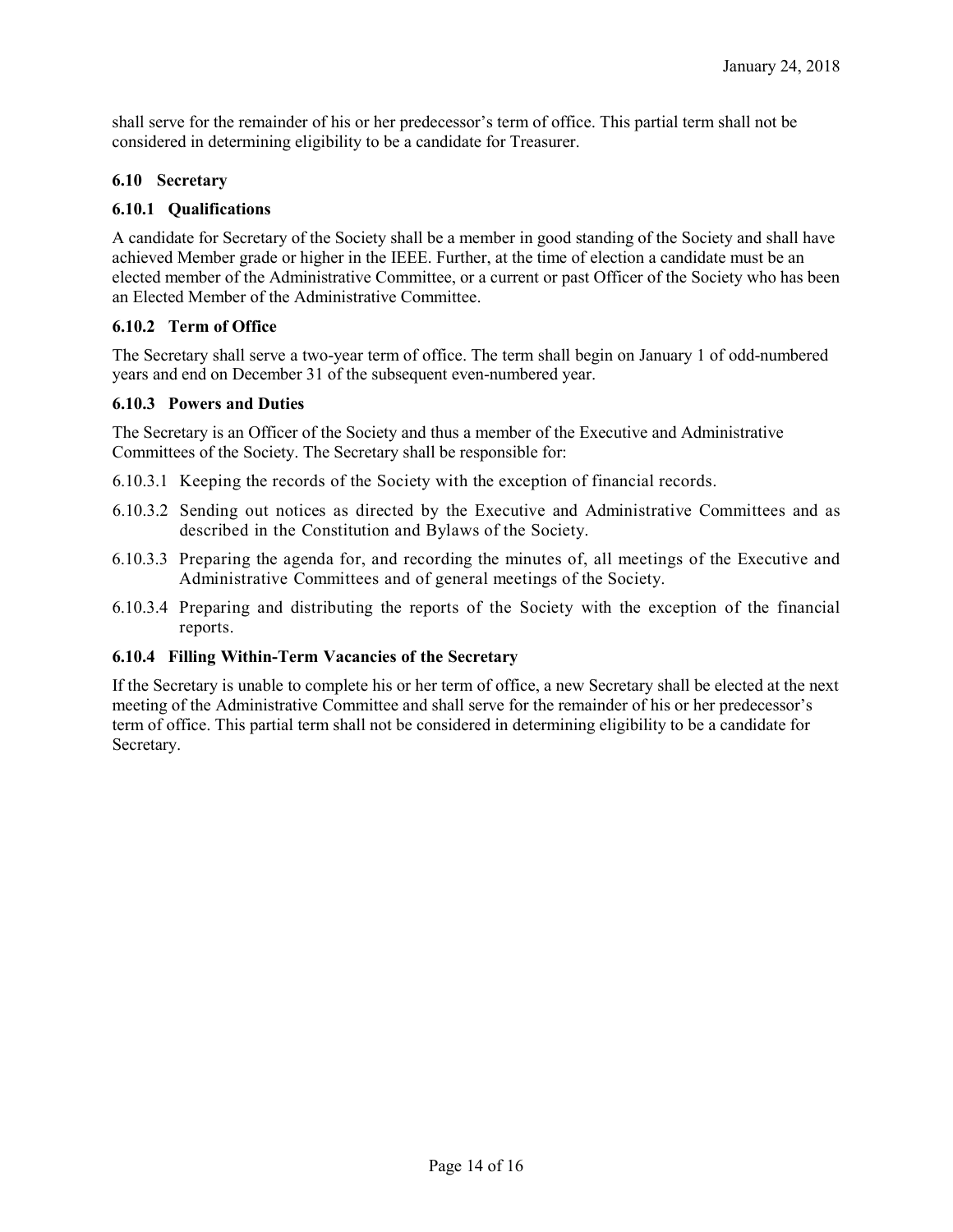shall serve for the remainder of his or her predecessor's term of office. This partial term shall not be considered in determining eligibility to be a candidate for Treasurer.

## 6.10 Secretary

### 6.10.1 Qualifications

A candidate for Secretary of the Society shall be a member in good standing of the Society and shall have achieved Member grade or higher in the IEEE. Further, at the time of election a candidate must be an elected member of the Administrative Committee, or a current or past Officer of the Society who has been an Elected Member of the Administrative Committee.

### 6.10.2 Term of Office

The Secretary shall serve a two-year term of office. The term shall begin on January 1 of odd-numbered years and end on December 31 of the subsequent even-numbered year.

### 6.10.3 Powers and Duties

The Secretary is an Officer of the Society and thus a member of the Executive and Administrative Committees of the Society. The Secretary shall be responsible for:

6.10.3.1 Keeping the records of the Society with the exception of financial records.

6.10.3.2 Sending out notices as directed by the Executive and Administrative Committees and as described in the Constitution and Bylaws of the Society.

6.10.3.3 Preparing the agenda for, and recording the minutes of, all meetings of the Executive and Administrative Committees and of general meetings of the Society.

6.10.3.4 Preparing and distributing the reports of the Society with the exception of the financial reports.

### 6.10.4 Filling Within-Term Vacancies of the Secretary

If the Secretary is unable to complete his or her term of office, a new Secretary shall be elected at the next meeting of the Administrative Committee and shall serve for the remainder of his or her predecessor's term of office. This partial term shall not be considered in determining eligibility to be a candidate for Secretary.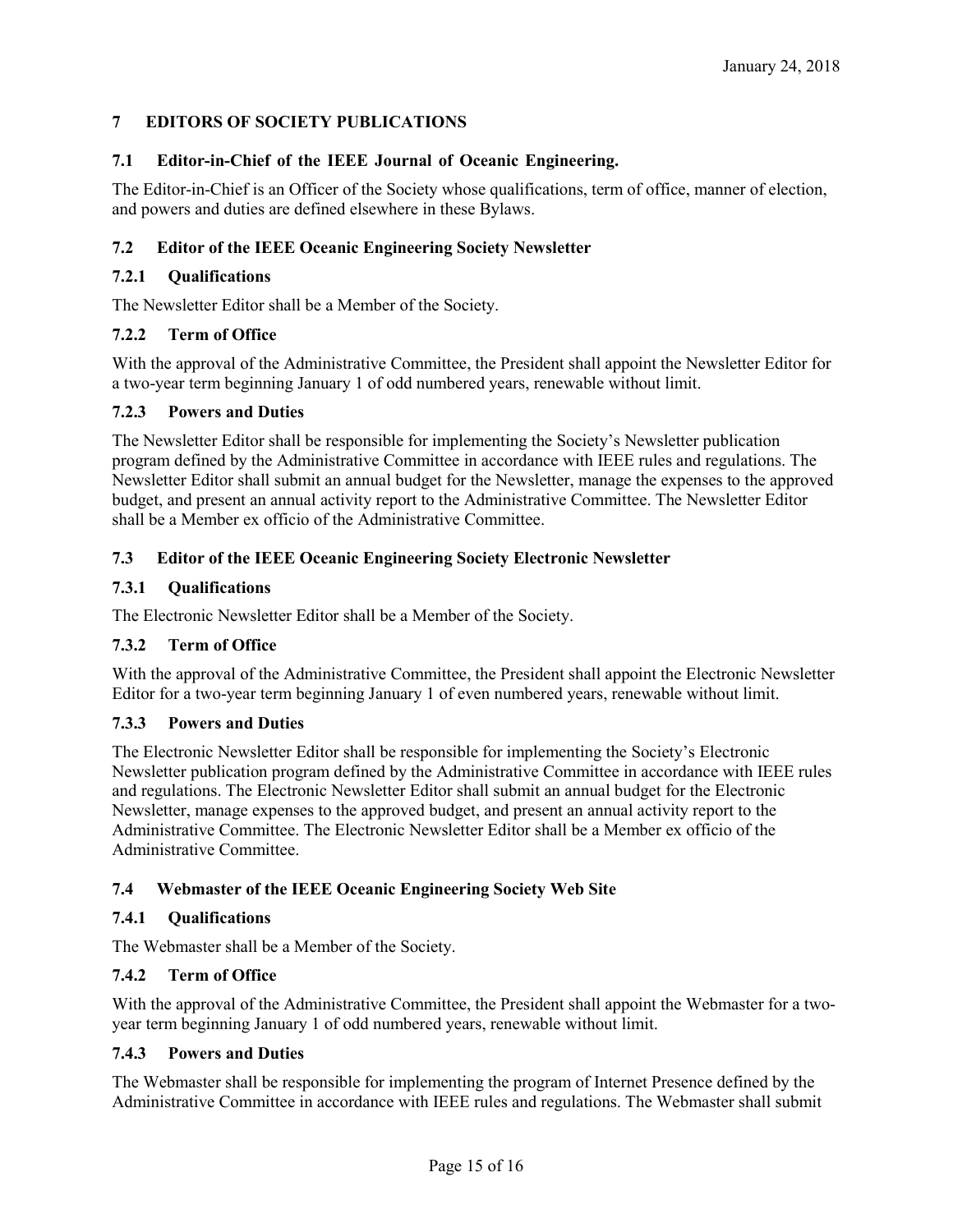# 7 EDITORS OF SOCIETY PUBLICATIONS

## 7.1 Editor-in-Chief of the IEEE Journal of Oceanic Engineering.

The Editor-in-Chief is an Officer of the Society whose qualifications, term of office, manner of election, and powers and duties are defined elsewhere in these Bylaws.

## 7.2 Editor of the IEEE Oceanic Engineering Society Newsletter

### 7.2.1 Qualifications

The Newsletter Editor shall be a Member of the Society.

### 7.2.2 Term of Office

With the approval of the Administrative Committee, the President shall appoint the Newsletter Editor for a two-year term beginning January 1 of odd numbered years, renewable without limit.

### 7.2.3 Powers and Duties

The Newsletter Editor shall be responsible for implementing the Society's Newsletter publication program defined by the Administrative Committee in accordance with IEEE rules and regulations. The Newsletter Editor shall submit an annual budget for the Newsletter, manage the expenses to the approved budget, and present an annual activity report to the Administrative Committee. The Newsletter Editor shall be a Member ex officio of the Administrative Committee.

## 7.3 Editor of the IEEE Oceanic Engineering Society Electronic Newsletter

### 7.3.1 Qualifications

The Electronic Newsletter Editor shall be a Member of the Society.

### 7.3.2 Term of Office

With the approval of the Administrative Committee, the President shall appoint the Electronic Newsletter Editor for a two-year term beginning January 1 of even numbered years, renewable without limit.

### 7.3.3 Powers and Duties

The Electronic Newsletter Editor shall be responsible for implementing the Society's Electronic Newsletter publication program defined by the Administrative Committee in accordance with IEEE rules and regulations. The Electronic Newsletter Editor shall submit an annual budget for the Electronic Newsletter, manage expenses to the approved budget, and present an annual activity report to the Administrative Committee. The Electronic Newsletter Editor shall be a Member ex officio of the Administrative Committee.

## 7.4 Webmaster of the IEEE Oceanic Engineering Society Web Site

### 7.4.1 Qualifications

The Webmaster shall be a Member of the Society.

### 7.4.2 Term of Office

With the approval of the Administrative Committee, the President shall appoint the Webmaster for a two-year term beginning January 1 of odd numbered years, renewable without limit.

### 7.4.3 Powers and Duties

The Webmaster shall be responsible for implementing the program of Internet Presence defined by the Administrative Committee in accordance with IEEE rules and regulations. The Webmaster shall submit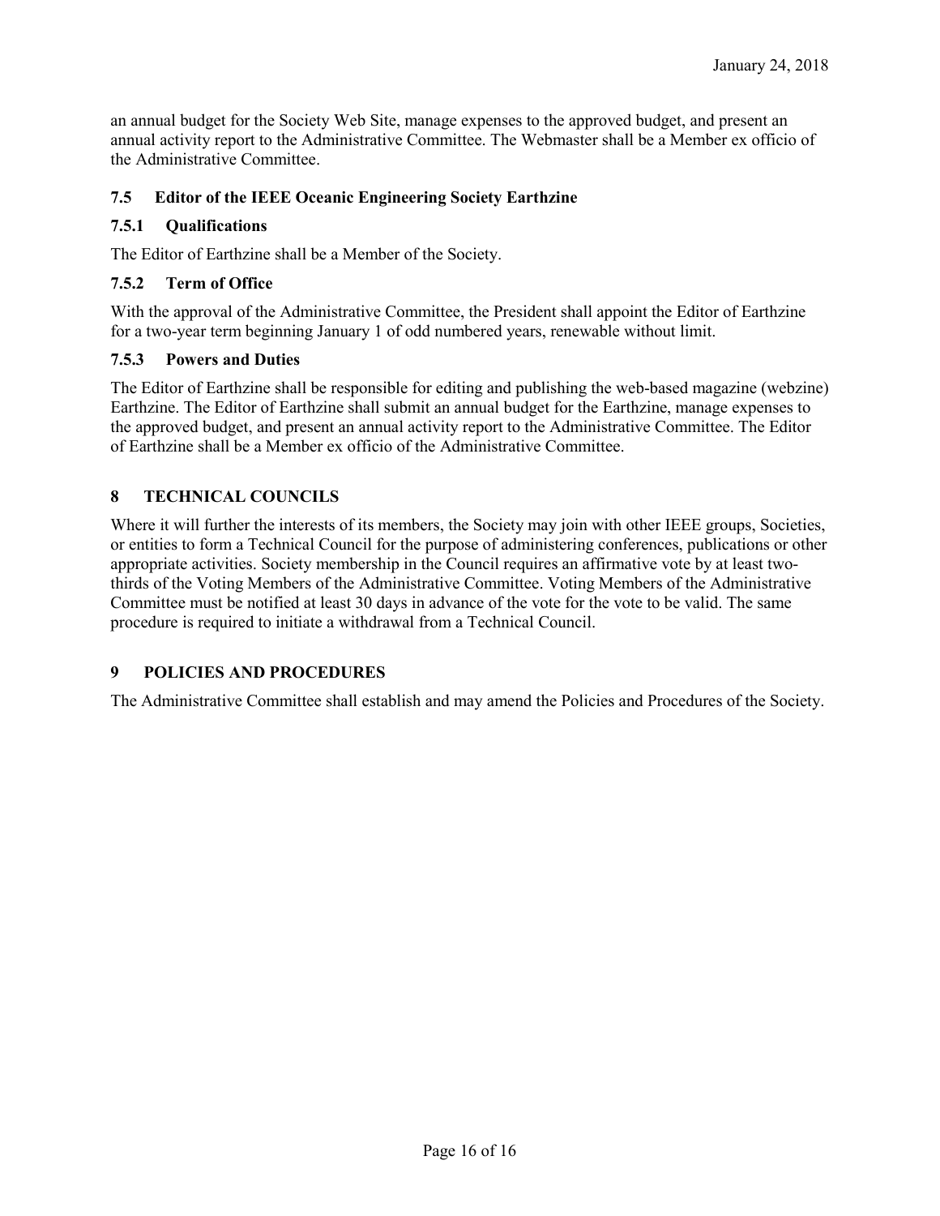an annual budget for the Society Web Site, manage expenses to the approved budget, and present an annual activity report to the Administrative Committee. The Webmaster shall be a Member ex officio of the Administrative Committee.

### 7.5 Editor of the IEEE Oceanic Engineering Society Earthzine

#### 7.5.1 Qualifications

The Editor of Earthzine shall be a Member of the Society.

#### 7.5.2 Term of Office

With the approval of the Administrative Committee, the President shall appoint the Editor of Earthzine for a two-year term beginning January 1 of odd numbered years, renewable without limit.

#### 7.5.3 Powers and Duties

The Editor of Earthzine shall be responsible for editing and publishing the web-based magazine (webzine) Earthzine. The Editor of Earthzine shall submit an annual budget for the Earthzine, manage expenses to the approved budget, and present an annual activity report to the Administrative Committee. The Editor of Earthzine shall be a Member ex officio of the Administrative Committee.

## 8 TECHNICAL COUNCILS

Where it will further the interests of its members, the Society may join with other IEEE groups, Societies, or entities to form a Technical Council for the purpose of administering conferences, publications or other appropriate activities. Society membership in the Council requires an affirmative vote by at least two-thirds of the Voting Members of the Administrative Committee. Voting Members of the Administrative Committee must be notified at least 30 days in advance of the vote for the vote to be valid. The same procedure is required to initiate a withdrawal from a Technical Council.

## 9 POLICIES AND PROCEDURES

The Administrative Committee shall establish and may amend the Policies and Procedures of the Society.